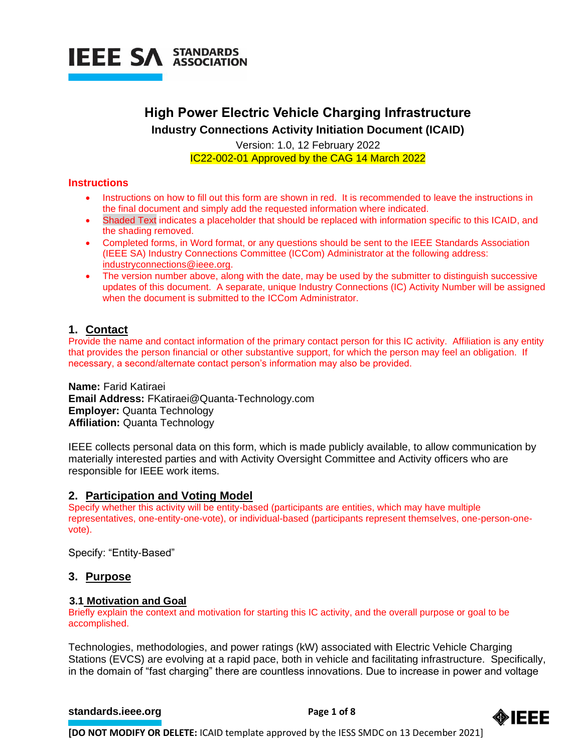IEEE SA STANDARDS ASSOCIATION

# High Power Electric Vehicle Charging Infrastructure

## Industry Connections Activity Initiation Document (ICAID)

Version: 1.0, 12 February 2022

IC22-002-01 Approved by the CAG 14 March 2022

**Instructions**

- Instructions on how to fill out this form are shown in red. It is recommended to leave the instructions in the final document and simply add the requested information where indicated.
- Shaded Text indicates a placeholder that should be replaced with information specific to this ICAID, and the shading removed.
- Completed forms, in Word format, or any questions should be sent to the IEEE Standards Association (IEEE SA) Industry Connections Committee (ICCom) Administrator at the following address: industryconnections@ieee.org.
- The version number above, along with the date, may be used by the submitter to distinguish successive updates of this document. A separate, unique Industry Connections (IC) Activity Number will be assigned when the document is submitted to the ICCom Administrator.

## 1. Contact

Provide the name and contact information of the primary contact person for this IC activity. Affiliation is any entity that provides the person financial or other substantive support, for which the person may feel an obligation. If necessary, a second/alternate contact person's information may also be provided.

**Name:** Farid Katiraei
**Email Address:** FKatiraei@Quanta-Technology.com
**Employer:** Quanta Technology
**Affiliation:** Quanta Technology

IEEE collects personal data on this form, which is made publicly available, to allow communication by materially interested parties and with Activity Oversight Committee and Activity officers who are responsible for IEEE work items.

## 2. Participation and Voting Model

Specify whether this activity will be entity-based (participants are entities, which may have multiple representatives, one-entity-one-vote), or individual-based (participants represent themselves, one-person-one-vote).

Specify: "Entity-Based"

## 3. Purpose

### 3.1 Motivation and Goal

Briefly explain the context and motivation for starting this IC activity, and the overall purpose or goal to be accomplished.

Technologies, methodologies, and power ratings (kW) associated with Electric Vehicle Charging Stations (EVCS) are evolving at a rapid pace, both in vehicle and facilitating infrastructure. Specifically, in the domain of "fast charging" there are countless innovations. Due to increase in power and voltage

[DO NOT MODIFY OR DELETE: ICAID template approved by the IESS SMDC on 13 December 2021]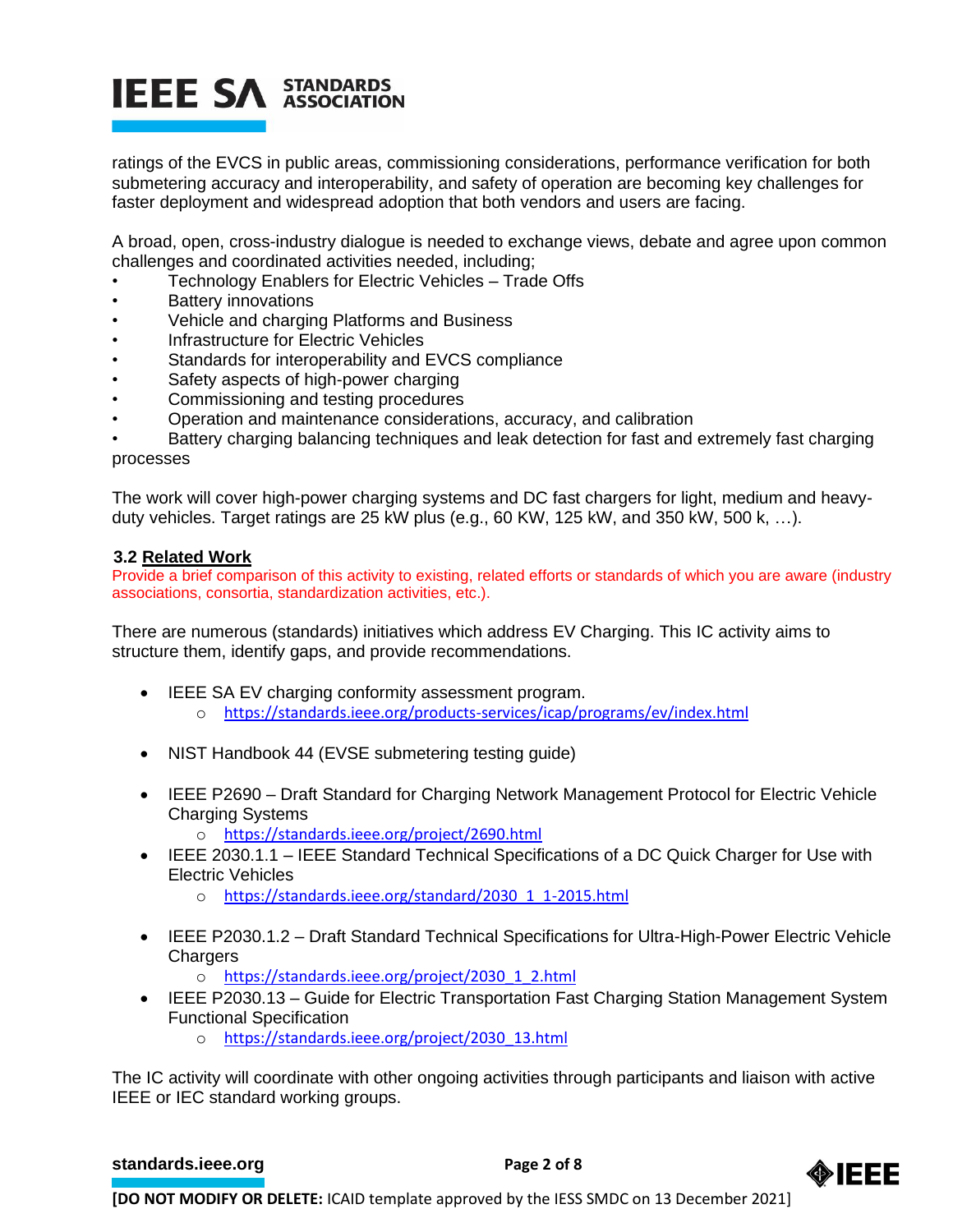ratings of the EVCS in public areas, commissioning considerations, performance verification for both submetering accuracy and interoperability, and safety of operation are becoming key challenges for faster deployment and widespread adoption that both vendors and users are facing.

A broad, open, cross-industry dialogue is needed to exchange views, debate and agree upon common challenges and coordinated activities needed, including;

- Technology Enablers for Electric Vehicles – Trade Offs
- Battery innovations
- Vehicle and charging Platforms and Business
- Infrastructure for Electric Vehicles
- Standards for interoperability and EVCS compliance
- Safety aspects of high-power charging
- Commissioning and testing procedures
- Operation and maintenance considerations, accuracy, and calibration
- Battery charging balancing techniques and leak detection for fast and extremely fast charging processes

The work will cover high-power charging systems and DC fast chargers for light, medium and heavy-duty vehicles. Target ratings are 25 kW plus (e.g., 60 KW, 125 kW, and 350 kW, 500 k, …).

### 3.2 Related Work

Provide a brief comparison of this activity to existing, related efforts or standards of which you are aware (industry associations, consortia, standardization activities, etc.).

There are numerous (standards) initiatives which address EV Charging. This IC activity aims to structure them, identify gaps, and provide recommendations.

- IEEE SA EV charging conformity assessment program.
  - https://standards.ieee.org/products-services/icap/programs/ev/index.html
- NIST Handbook 44 (EVSE submetering testing guide)
- IEEE P2690 – Draft Standard for Charging Network Management Protocol for Electric Vehicle Charging Systems
  - https://standards.ieee.org/project/2690.html
- IEEE 2030.1.1 – IEEE Standard Technical Specifications of a DC Quick Charger for Use with Electric Vehicles
  - https://standards.ieee.org/standard/2030_1_1-2015.html
- IEEE P2030.1.2 – Draft Standard Technical Specifications for Ultra-High-Power Electric Vehicle Chargers
  - https://standards.ieee.org/project/2030_1_2.html
- IEEE P2030.13 – Guide for Electric Transportation Fast Charging Station Management System Functional Specification
  - https://standards.ieee.org/project/2030_13.html

The IC activity will coordinate with other ongoing activities through participants and liaison with active IEEE or IEC standard working groups.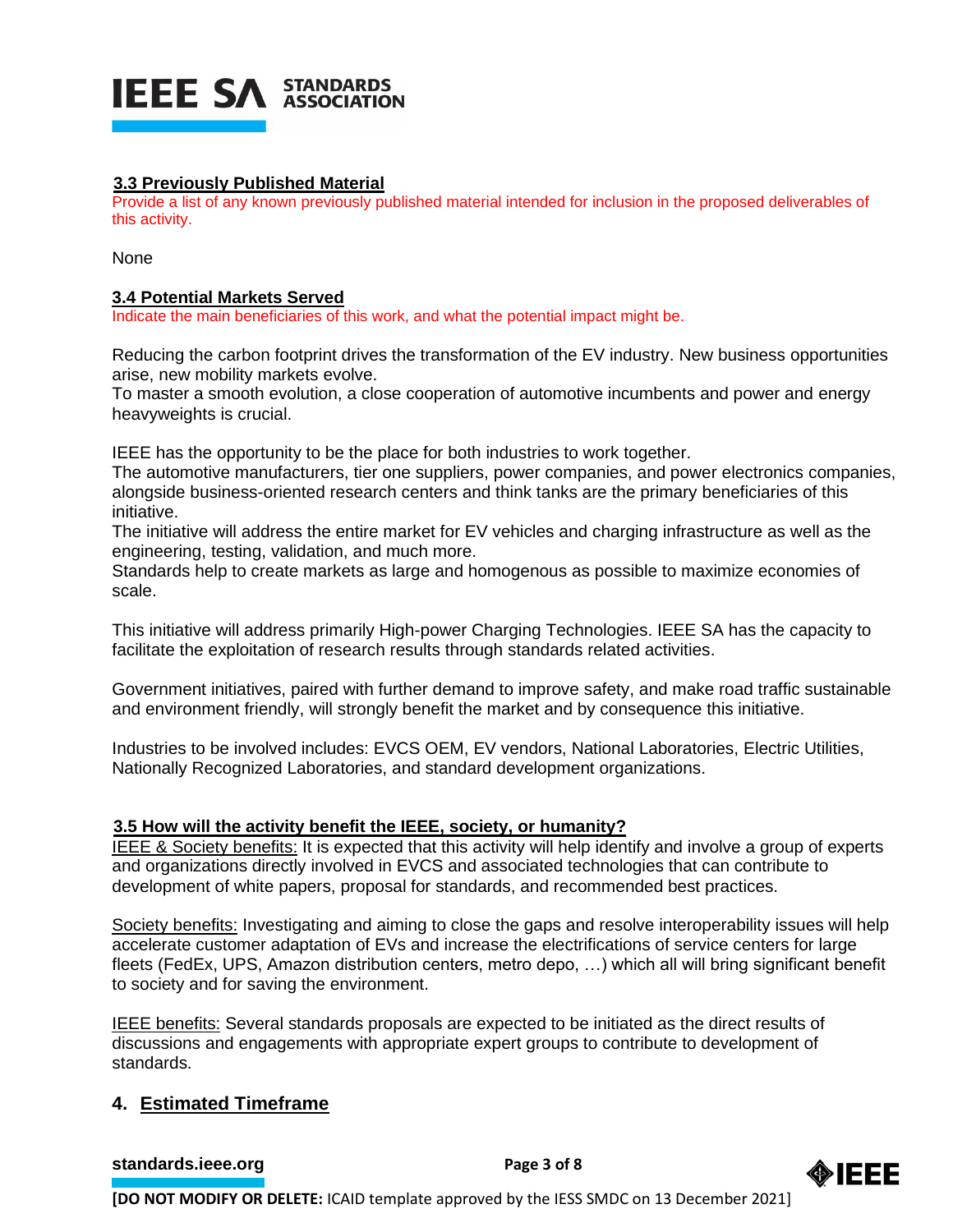### 3.3 Previously Published Material

Provide a list of any known previously published material intended for inclusion in the proposed deliverables of this activity.

None

### 3.4 Potential Markets Served

Indicate the main beneficiaries of this work, and what the potential impact might be.

Reducing the carbon footprint drives the transformation of the EV industry. New business opportunities arise, new mobility markets evolve.
To master a smooth evolution, a close cooperation of automotive incumbents and power and energy heavyweights is crucial.

IEEE has the opportunity to be the place for both industries to work together.
The automotive manufacturers, tier one suppliers, power companies, and power electronics companies, alongside business-oriented research centers and think tanks are the primary beneficiaries of this initiative.
The initiative will address the entire market for EV vehicles and charging infrastructure as well as the engineering, testing, validation, and much more.
Standards help to create markets as large and homogenous as possible to maximize economies of scale.

This initiative will address primarily High-power Charging Technologies. IEEE SA has the capacity to facilitate the exploitation of research results through standards related activities.

Government initiatives, paired with further demand to improve safety, and make road traffic sustainable and environment friendly, will strongly benefit the market and by consequence this initiative.

Industries to be involved includes: EVCS OEM, EV vendors, National Laboratories, Electric Utilities, Nationally Recognized Laboratories, and standard development organizations.

### 3.5 How will the activity benefit the IEEE, society, or humanity?

IEEE & Society benefits: It is expected that this activity will help identify and involve a group of experts and organizations directly involved in EVCS and associated technologies that can contribute to development of white papers, proposal for standards, and recommended best practices.

Society benefits: Investigating and aiming to close the gaps and resolve interoperability issues will help accelerate customer adaptation of EVs and increase the electrifications of service centers for large fleets (FedEx, UPS, Amazon distribution centers, metro depo, …) which all will bring significant benefit to society and for saving the environment.

IEEE benefits: Several standards proposals are expected to be initiated as the direct results of discussions and engagements with appropriate expert groups to contribute to development of standards.

## 4. Estimated Timeframe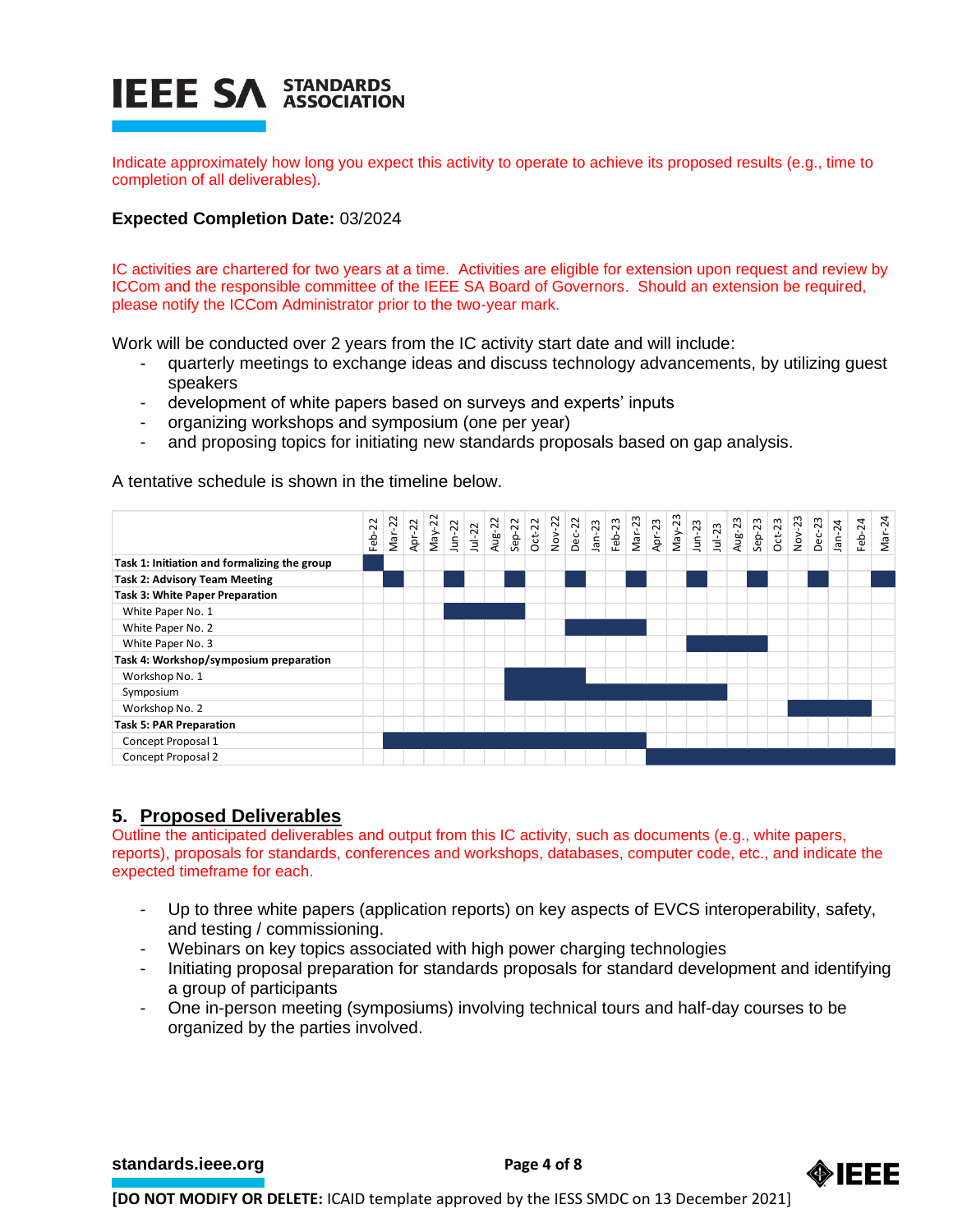Indicate approximately how long you expect this activity to operate to achieve its proposed results (e.g., time to completion of all deliverables).

**Expected Completion Date:** 03/2024

IC activities are chartered for two years at a time. Activities are eligible for extension upon request and review by ICCom and the responsible committee of the IEEE SA Board of Governors. Should an extension be required, please notify the ICCom Administrator prior to the two-year mark.

Work will be conducted over 2 years from the IC activity start date and will include:

- quarterly meetings to exchange ideas and discuss technology advancements, by utilizing guest speakers
- development of white papers based on surveys and experts' inputs
- organizing workshops and symposium (one per year)
- and proposing topics for initiating new standards proposals based on gap analysis.

A tentative schedule is shown in the timeline below.

| | Feb-22 | Mar-22 | Apr-22 | May-22 | Jun-22 | Jul-22 | Aug-22 | Sep-22 | Oct-22 | Nov-22 | Dec-22 | Jan-23 | Feb-23 | Mar-23 | Apr-23 | May-23 | Jun-23 | Jul-23 | Aug-23 | Sep-23 | Oct-23 | Nov-23 | Dec-23 | Jan-24 | Feb-24 | Mar-24 |
|---|---|---|---|---|---|---|---|---|---|---|---|---|---|---|---|---|---|---|---|---|---|---|---|---|---|---|
| **Task 1: Initiation and formalizing the group** | ■ | | | | | | | | | | | | | | | | | | | | | | | | | |
| **Task 2: Advisory Team Meeting** | | ■ | | | ■ | | | ■ | | | ■ | | | ■ | | | ■ | | | ■ | | | ■ | | | ■ |
| **Task 3: White Paper Preparation** | | | | | | | | | | | | | | | | | | | | | | | | | | |
| White Paper No. 1 | | | | | ■ | ■ | ■ | ■ | | | | | | | | | | | | | | | | | | |
| White Paper No. 2 | | | | | | | | | | | ■ | ■ | ■ | ■ | | | | | | | | | | | | |
| White Paper No. 3 | | | | | | | | | | | | | | | | | ■ | ■ | ■ | ■ | | | | | | |
| **Task 4: Workshop/symposium preparation** | | | | | | | | | | | | | | | | | | | | | | | | | | |
| Workshop No. 1 | | | | | | | | ■ | ■ | ■ | ■ | | | | | | | | | | | | | | | |
| Symposium | | | | | | | | ■ | ■ | ■ | ■ | ■ | ■ | ■ | ■ | ■ | ■ | ■ | | | | | | | | |
| Workshop No. 2 | | | | | | | | | | | | | | | | | | | | | | ■ | ■ | ■ | ■ | |
| **Task 5: PAR Preparation** | | | | | | | | | | | | | | | | | | | | | | | | | | |
| Concept Proposal 1 | | ■ | ■ | ■ | ■ | ■ | ■ | ■ | ■ | ■ | ■ | ■ | ■ | ■ | | | | | | | | | | | | |
| Concept Proposal 2 | | | | | | | | | | | | | | | ■ | ■ | ■ | ■ | ■ | ■ | ■ | ■ | ■ | ■ | ■ | ■ |

## 5. Proposed Deliverables

Outline the anticipated deliverables and output from this IC activity, such as documents (e.g., white papers, reports), proposals for standards, conferences and workshops, databases, computer code, etc., and indicate the expected timeframe for each.

- Up to three white papers (application reports) on key aspects of EVCS interoperability, safety, and testing / commissioning.
- Webinars on key topics associated with high power charging technologies
- Initiating proposal preparation for standards proposals for standard development and identifying a group of participants
- One in-person meeting (symposiums) involving technical tours and half-day courses to be organized by the parties involved.

**[DO NOT MODIFY OR DELETE:** ICAID template approved by the IESS SMDC on 13 December 2021]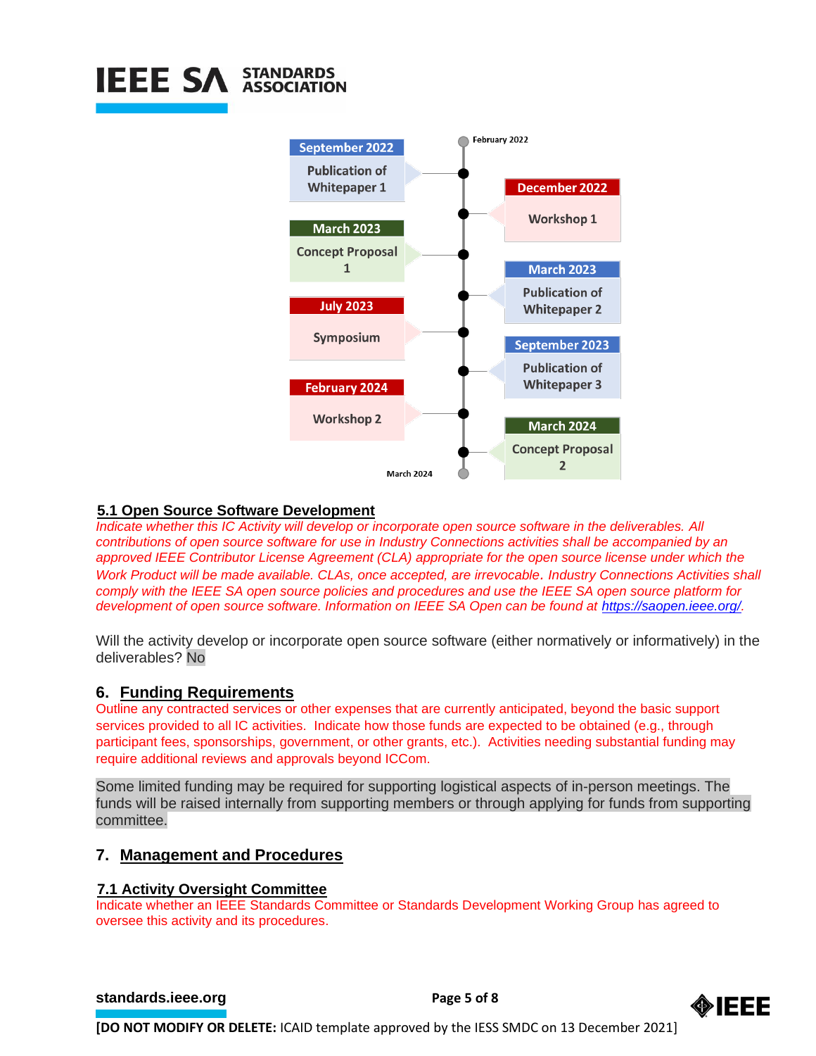February 2022

- **September 2022** — Publication of Whitepaper 1
- **December 2022** — Workshop 1
- **March 2023** — Concept Proposal 1
- **March 2023** — Publication of Whitepaper 2
- **July 2023** — Symposium
- **September 2023** — Publication of Whitepaper 3
- **February 2024** — Workshop 2
- **March 2024** — Concept Proposal 2

March 2024

### 5.1 Open Source Software Development

*Indicate whether this IC Activity will develop or incorporate open source software in the deliverables. All contributions of open source software for use in Industry Connections activities shall be accompanied by an approved IEEE Contributor License Agreement (CLA) appropriate for the open source license under which the Work Product will be made available. CLAs, once accepted, are irrevocable. Industry Connections Activities shall comply with the IEEE SA open source policies and procedures and use the IEEE SA open source platform for development of open source software. Information on IEEE SA Open can be found at https://saopen.ieee.org/.*

Will the activity develop or incorporate open source software (either normatively or informatively) in the deliverables? No

## 6. Funding Requirements

Outline any contracted services or other expenses that are currently anticipated, beyond the basic support services provided to all IC activities. Indicate how those funds are expected to be obtained (e.g., through participant fees, sponsorships, government, or other grants, etc.). Activities needing substantial funding may require additional reviews and approvals beyond ICCom.

Some limited funding may be required for supporting logistical aspects of in-person meetings. The funds will be raised internally from supporting members or through applying for funds from supporting committee.

## 7. Management and Procedures

### 7.1 Activity Oversight Committee

Indicate whether an IEEE Standards Committee or Standards Development Working Group has agreed to oversee this activity and its procedures.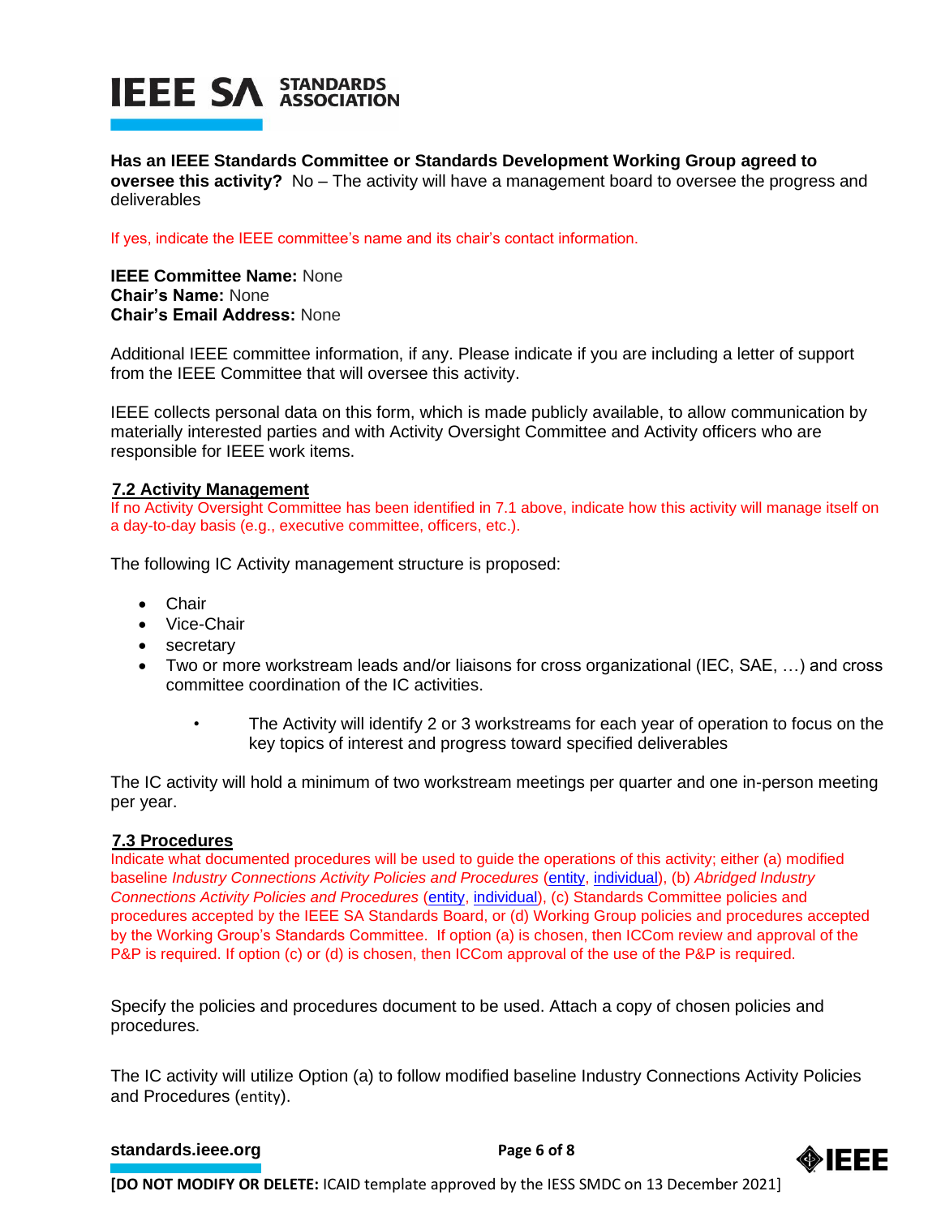**Has an IEEE Standards Committee or Standards Development Working Group agreed to oversee this activity?** No – The activity will have a management board to oversee the progress and deliverables

If yes, indicate the IEEE committee's name and its chair's contact information.

**IEEE Committee Name:** None
**Chair's Name:** None
**Chair's Email Address:** None

Additional IEEE committee information, if any. Please indicate if you are including a letter of support from the IEEE Committee that will oversee this activity.

IEEE collects personal data on this form, which is made publicly available, to allow communication by materially interested parties and with Activity Oversight Committee and Activity officers who are responsible for IEEE work items.

## 7.2 Activity Management

If no Activity Oversight Committee has been identified in 7.1 above, indicate how this activity will manage itself on a day-to-day basis (e.g., executive committee, officers, etc.).

The following IC Activity management structure is proposed:

- Chair
- Vice-Chair
- secretary
- Two or more workstream leads and/or liaisons for cross organizational (IEC, SAE, …) and cross committee coordination of the IC activities.
    - The Activity will identify 2 or 3 workstreams for each year of operation to focus on the key topics of interest and progress toward specified deliverables

The IC activity will hold a minimum of two workstream meetings per quarter and one in-person meeting per year.

## 7.3 Procedures

Indicate what documented procedures will be used to guide the operations of this activity; either (a) modified baseline *Industry Connections Activity Policies and Procedures* (entity, individual), (b) *Abridged Industry Connections Activity Policies and Procedures* (entity, individual), (c) Standards Committee policies and procedures accepted by the IEEE SA Standards Board, or (d) Working Group policies and procedures accepted by the Working Group's Standards Committee. If option (a) is chosen, then ICCom review and approval of the P&P is required. If option (c) or (d) is chosen, then ICCom approval of the use of the P&P is required.

Specify the policies and procedures document to be used. Attach a copy of chosen policies and procedures.

The IC activity will utilize Option (a) to follow modified baseline Industry Connections Activity Policies and Procedures (entity).

**[DO NOT MODIFY OR DELETE:** ICAID template approved by the IESS SMDC on 13 December 2021]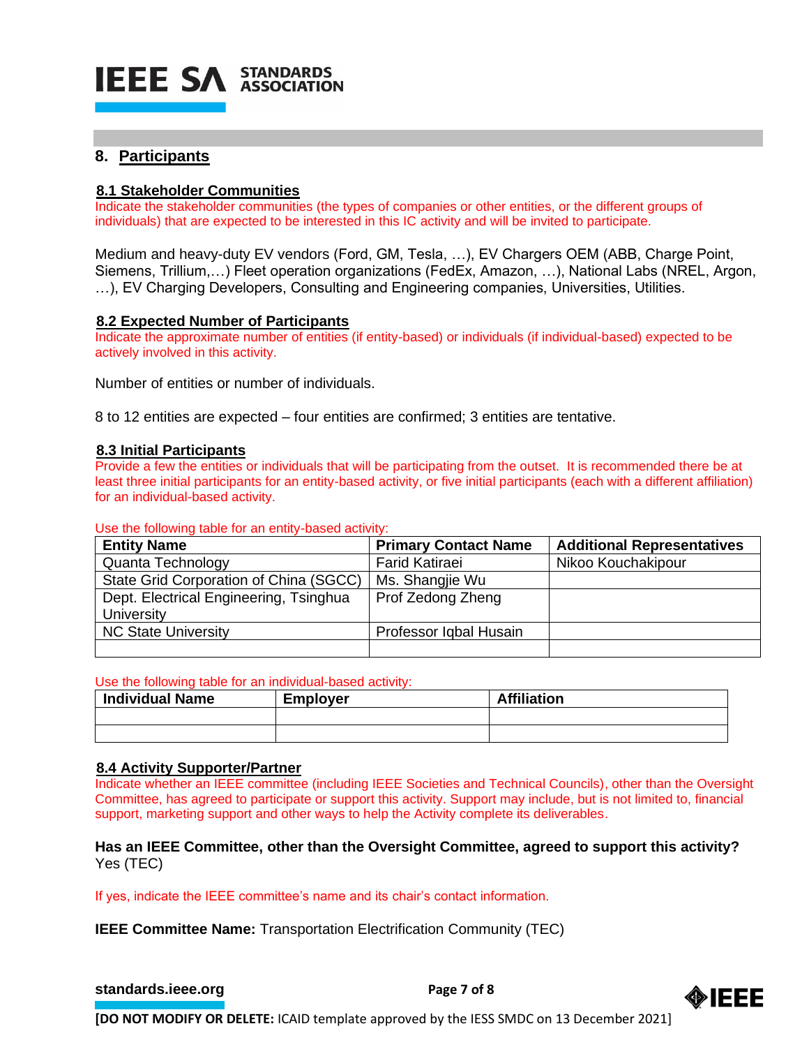## 8. Participants

### 8.1 Stakeholder Communities

Indicate the stakeholder communities (the types of companies or other entities, or the different groups of individuals) that are expected to be interested in this IC activity and will be invited to participate.

Medium and heavy-duty EV vendors (Ford, GM, Tesla, …), EV Chargers OEM (ABB, Charge Point, Siemens, Trillium,…) Fleet operation organizations (FedEx, Amazon, …), National Labs (NREL, Argon, …), EV Charging Developers, Consulting and Engineering companies, Universities, Utilities.

### 8.2 Expected Number of Participants

Indicate the approximate number of entities (if entity-based) or individuals (if individual-based) expected to be actively involved in this activity.

Number of entities or number of individuals.

8 to 12 entities are expected – four entities are confirmed; 3 entities are tentative.

### 8.3 Initial Participants

Provide a few the entities or individuals that will be participating from the outset. It is recommended there be at least three initial participants for an entity-based activity, or five initial participants (each with a different affiliation) for an individual-based activity.

Use the following table for an entity-based activity:

| Entity Name | Primary Contact Name | Additional Representatives |
|---|---|---|
| Quanta Technology | Farid Katiraei | Nikoo Kouchakipour |
| State Grid Corporation of China (SGCC) | Ms. Shangjie Wu | |
| Dept. Electrical Engineering, Tsinghua University | Prof Zedong Zheng | |
| NC State University | Professor Iqbal Husain | |
| | | |

Use the following table for an individual-based activity:

| Individual Name | Employer | Affiliation |
|---|---|---|
| | | |
| | | |

### 8.4 Activity Supporter/Partner

Indicate whether an IEEE committee (including IEEE Societies and Technical Councils), other than the Oversight Committee, has agreed to participate or support this activity. Support may include, but is not limited to, financial support, marketing support and other ways to help the Activity complete its deliverables.

**Has an IEEE Committee, other than the Oversight Committee, agreed to support this activity?**
Yes (TEC)

If yes, indicate the IEEE committee's name and its chair's contact information.

**IEEE Committee Name:** Transportation Electrification Community (TEC)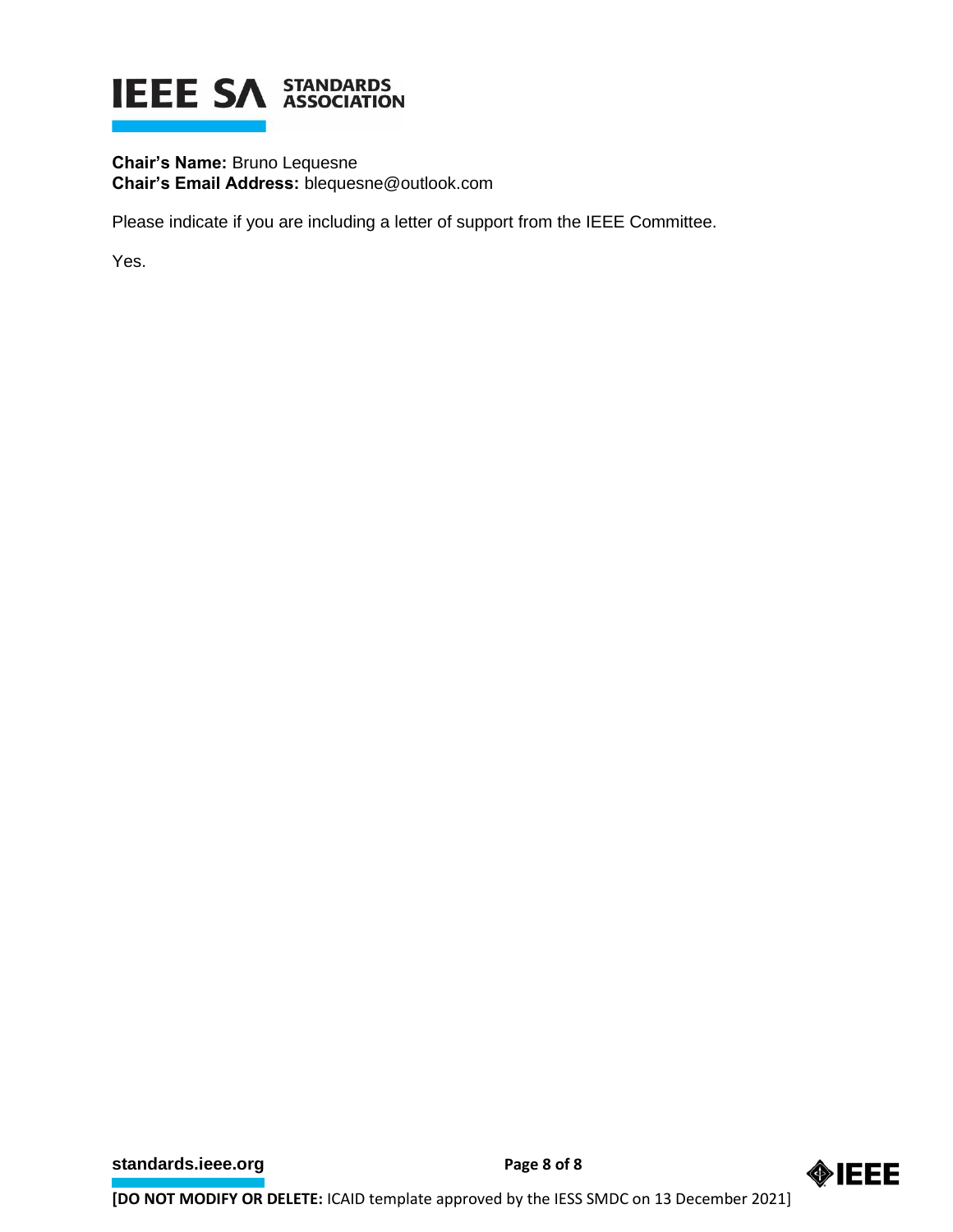**Chair's Name:** Bruno Lequesne
**Chair's Email Address:** blequesne@outlook.com

Please indicate if you are including a letter of support from the IEEE Committee.

Yes.

**[DO NOT MODIFY OR DELETE:** ICAID template approved by the IESS SMDC on 13 December 2021]